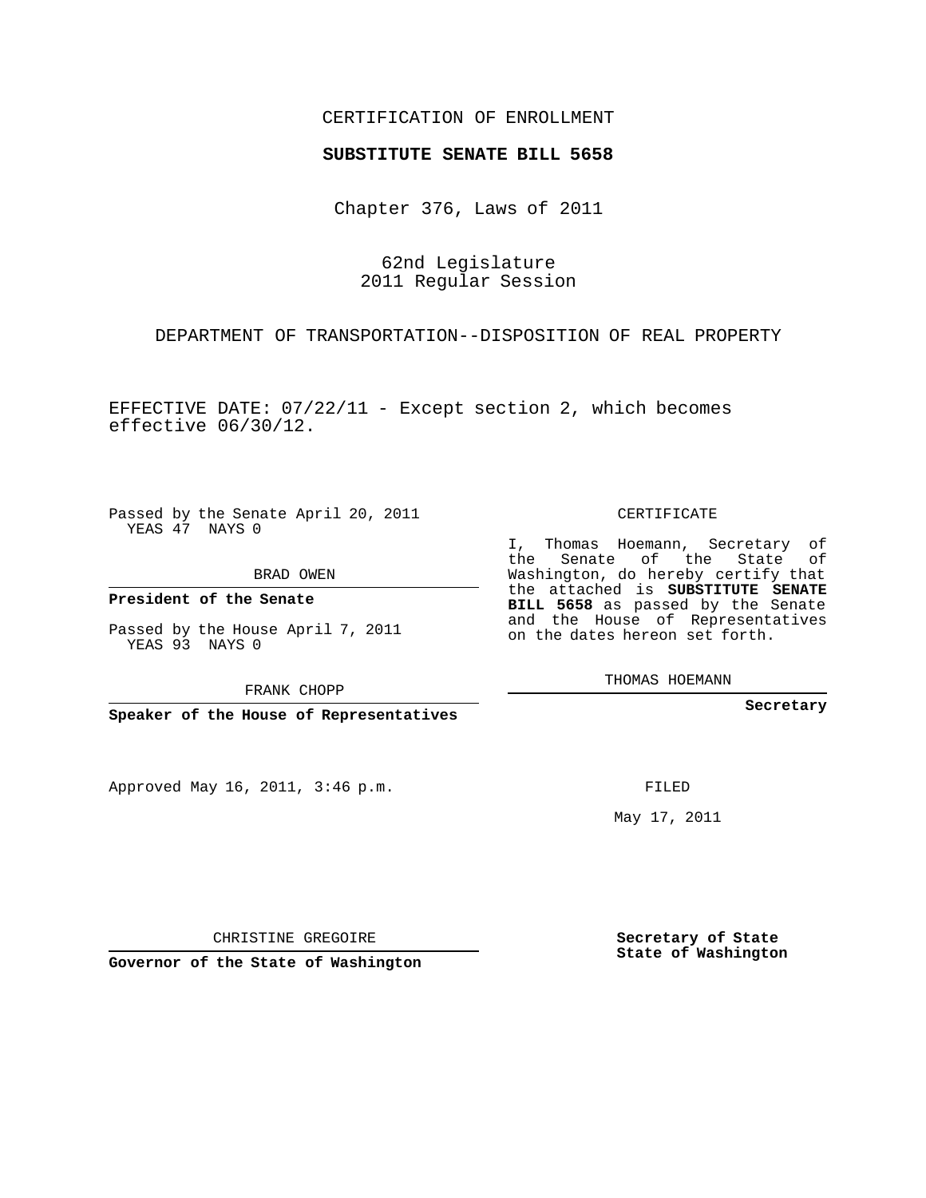CERTIFICATION OF ENROLLMENT

**SUBSTITUTE SENATE BILL 5658**

Chapter 376, Laws of 2011

62nd Legislature
2011 Regular Session

DEPARTMENT OF TRANSPORTATION--DISPOSITION OF REAL PROPERTY

EFFECTIVE DATE: 07/22/11 - Except section 2, which becomes effective 06/30/12.

Passed by the Senate April 20, 2011
YEAS 47 NAYS 0

BRAD OWEN

**President of the Senate**

Passed by the House April 7, 2011
YEAS 93 NAYS 0

FRANK CHOPP

**Speaker of the House of Representatives**

Approved May 16, 2011, 3:46 p.m.

CHRISTINE GREGOIRE

**Governor of the State of Washington**

CERTIFICATE

I, Thomas Hoemann, Secretary of the Senate of the State of Washington, do hereby certify that the attached is **SUBSTITUTE SENATE BILL 5658** as passed by the Senate and the House of Representatives on the dates hereon set forth.

THOMAS HOEMANN

**Secretary**

FILED

May 17, 2011

**Secretary of State**
**State of Washington**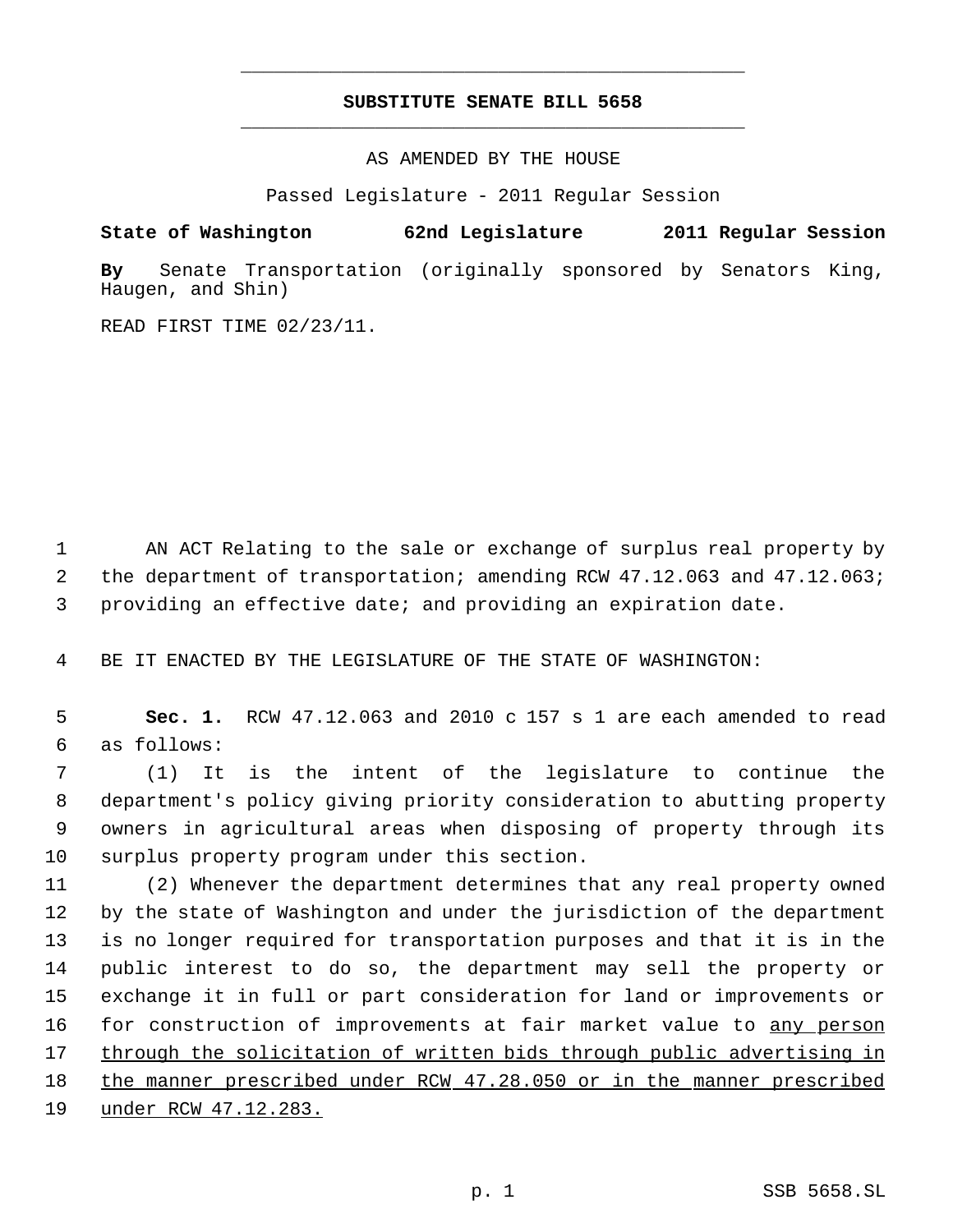**SUBSTITUTE SENATE BILL 5658**

AS AMENDED BY THE HOUSE

Passed Legislature - 2011 Regular Session

**State of Washington 62nd Legislature 2011 Regular Session**

**By** Senate Transportation (originally sponsored by Senators King, Haugen, and Shin)

READ FIRST TIME 02/23/11.

AN ACT Relating to the sale or exchange of surplus real property by the department of transportation; amending RCW 47.12.063 and 47.12.063; providing an effective date; and providing an expiration date.

BE IT ENACTED BY THE LEGISLATURE OF THE STATE OF WASHINGTON:

**Sec. 1.** RCW 47.12.063 and 2010 c 157 s 1 are each amended to read as follows:

(1) It is the intent of the legislature to continue the department's policy giving priority consideration to abutting property owners in agricultural areas when disposing of property through its surplus property program under this section.

(2) Whenever the department determines that any real property owned by the state of Washington and under the jurisdiction of the department is no longer required for transportation purposes and that it is in the public interest to do so, the department may sell the property or exchange it in full or part consideration for land or improvements or for construction of improvements at fair market value to <u>any person through the solicitation of written bids through public advertising in the manner prescribed under RCW 47.28.050 or in the manner prescribed under RCW 47.12.283.</u>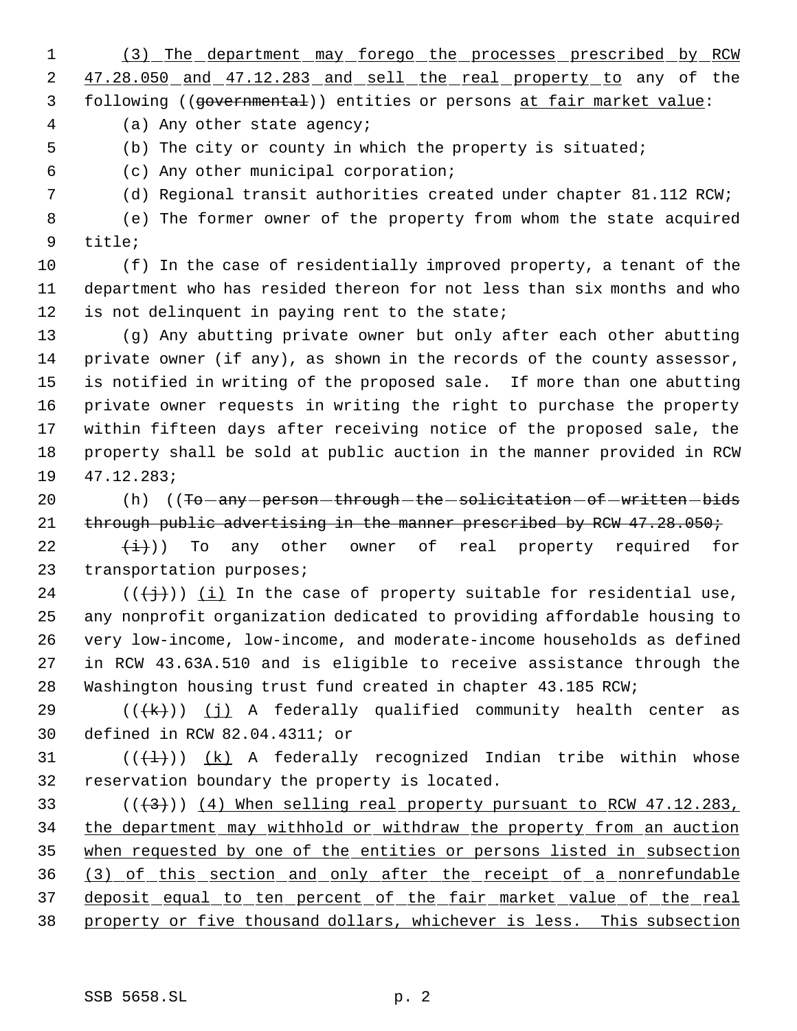(3) The department may forego the processes prescribed by RCW 47.28.050 and 47.12.283 and sell the real property to any of the following ((~~governmental~~)) entities or persons at fair market value:

(a) Any other state agency;

(b) The city or county in which the property is situated;

(c) Any other municipal corporation;

(d) Regional transit authorities created under chapter 81.112 RCW;

(e) The former owner of the property from whom the state acquired title;

(f) In the case of residentially improved property, a tenant of the department who has resided thereon for not less than six months and who is not delinquent in paying rent to the state;

(g) Any abutting private owner but only after each other abutting private owner (if any), as shown in the records of the county assessor, is notified in writing of the proposed sale. If more than one abutting private owner requests in writing the right to purchase the property within fifteen days after receiving notice of the proposed sale, the property shall be sold at public auction in the manner provided in RCW 47.12.283;

(h) ((~~To any person through the solicitation of written bids through public advertising in the manner prescribed by RCW 47.28.050;~~

~~(i)~~)) To any other owner of real property required for transportation purposes;

((~~(j)~~)) (i) In the case of property suitable for residential use, any nonprofit organization dedicated to providing affordable housing to very low-income, low-income, and moderate-income households as defined in RCW 43.63A.510 and is eligible to receive assistance through the Washington housing trust fund created in chapter 43.185 RCW;

((~~(k)~~)) (j) A federally qualified community health center as defined in RCW 82.04.4311; or

((~~(l)~~)) (k) A federally recognized Indian tribe within whose reservation boundary the property is located.

((~~(3)~~)) (4) When selling real property pursuant to RCW 47.12.283, the department may withhold or withdraw the property from an auction when requested by one of the entities or persons listed in subsection (3) of this section and only after the receipt of a nonrefundable deposit equal to ten percent of the fair market value of the real property or five thousand dollars, whichever is less. This subsection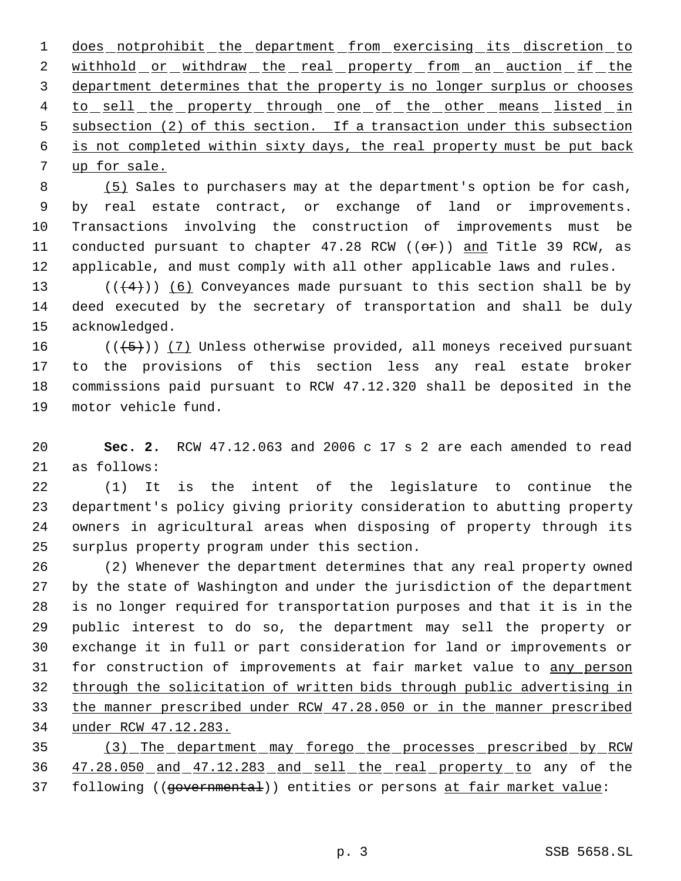does notprohibit the department from exercising its discretion to withhold or withdraw the real property from an auction if the department determines that the property is no longer surplus or chooses to sell the property through one of the other means listed in subsection (2) of this section. If a transaction under this subsection is not completed within sixty days, the real property must be put back up for sale.

(5) Sales to purchasers may at the department's option be for cash, by real estate contract, or exchange of land or improvements. Transactions involving the construction of improvements must be conducted pursuant to chapter 47.28 RCW ((or)) and Title 39 RCW, as applicable, and must comply with all other applicable laws and rules.

(((4))) (6) Conveyances made pursuant to this section shall be by deed executed by the secretary of transportation and shall be duly acknowledged.

(((5))) (7) Unless otherwise provided, all moneys received pursuant to the provisions of this section less any real estate broker commissions paid pursuant to RCW 47.12.320 shall be deposited in the motor vehicle fund.

**Sec. 2.** RCW 47.12.063 and 2006 c 17 s 2 are each amended to read as follows:

(1) It is the intent of the legislature to continue the department's policy giving priority consideration to abutting property owners in agricultural areas when disposing of property through its surplus property program under this section.

(2) Whenever the department determines that any real property owned by the state of Washington and under the jurisdiction of the department is no longer required for transportation purposes and that it is in the public interest to do so, the department may sell the property or exchange it in full or part consideration for land or improvements or for construction of improvements at fair market value to any person through the solicitation of written bids through public advertising in the manner prescribed under RCW 47.28.050 or in the manner prescribed under RCW 47.12.283.

(3) The department may forego the processes prescribed by RCW 47.28.050 and 47.12.283 and sell the real property to any of the following ((governmental)) entities or persons at fair market value: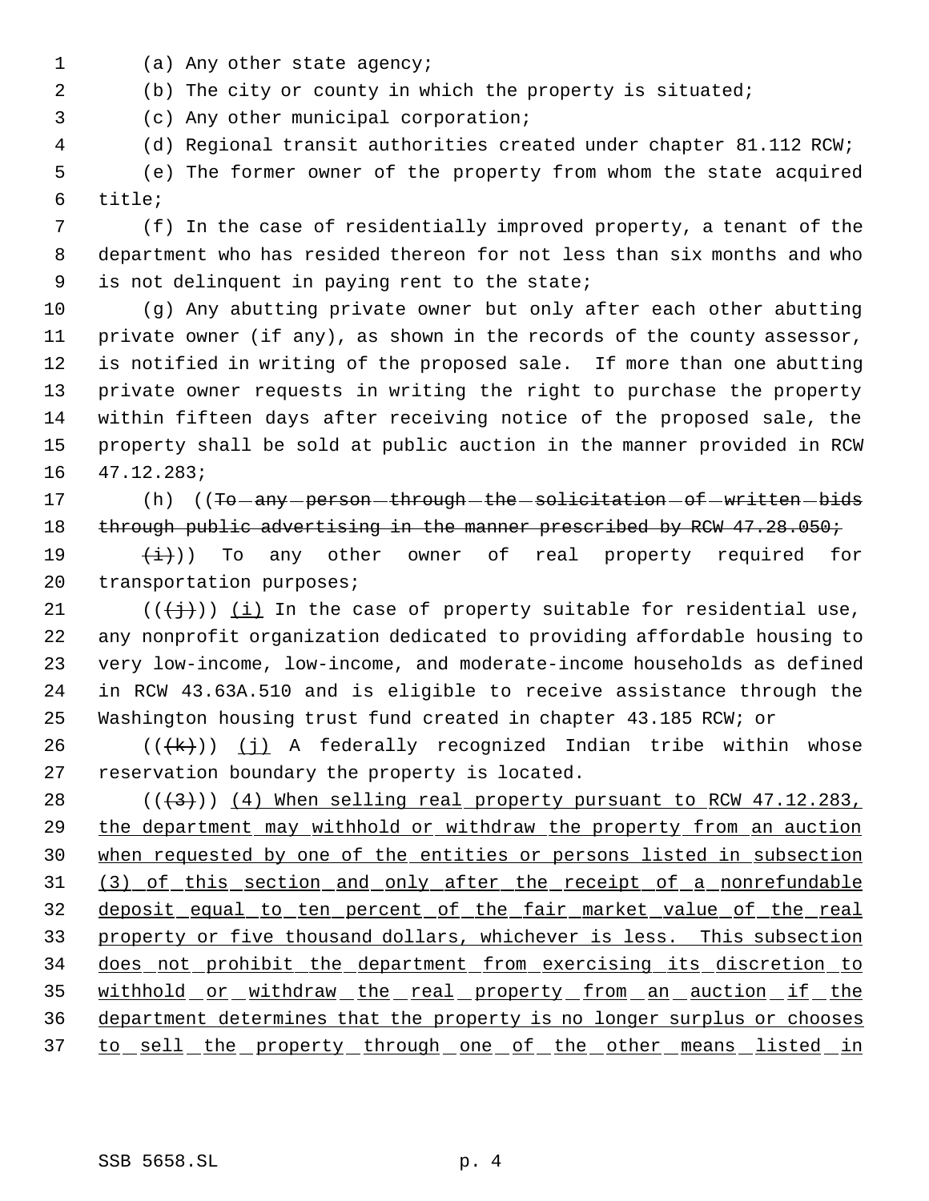(a) Any other state agency;

(b) The city or county in which the property is situated;

(c) Any other municipal corporation;

(d) Regional transit authorities created under chapter 81.112 RCW;

(e) The former owner of the property from whom the state acquired title;

(f) In the case of residentially improved property, a tenant of the department who has resided thereon for not less than six months and who is not delinquent in paying rent to the state;

(g) Any abutting private owner but only after each other abutting private owner (if any), as shown in the records of the county assessor, is notified in writing of the proposed sale. If more than one abutting private owner requests in writing the right to purchase the property within fifteen days after receiving notice of the proposed sale, the property shall be sold at public auction in the manner provided in RCW 47.12.283;

(h) ((~~To any person through the solicitation of written bids through public advertising in the manner prescribed by RCW 47.28.050;~~

~~(i)~~)) To any other owner of real property required for transportation purposes;

((~~(j)~~)) <u>(i)</u> In the case of property suitable for residential use, any nonprofit organization dedicated to providing affordable housing to very low-income, low-income, and moderate-income households as defined in RCW 43.63A.510 and is eligible to receive assistance through the Washington housing trust fund created in chapter 43.185 RCW; or

((~~(k)~~)) <u>(j)</u> A federally recognized Indian tribe within whose reservation boundary the property is located.

((~~(3)~~)) <u>(4) When selling real property pursuant to RCW 47.12.283, the department may withhold or withdraw the property from an auction when requested by one of the entities or persons listed in subsection (3) of this section and only after the receipt of a nonrefundable deposit equal to ten percent of the fair market value of the real property or five thousand dollars, whichever is less. This subsection does not prohibit the department from exercising its discretion to withhold or withdraw the real property from an auction if the department determines that the property is no longer surplus or chooses to sell the property through one of the other means listed in</u>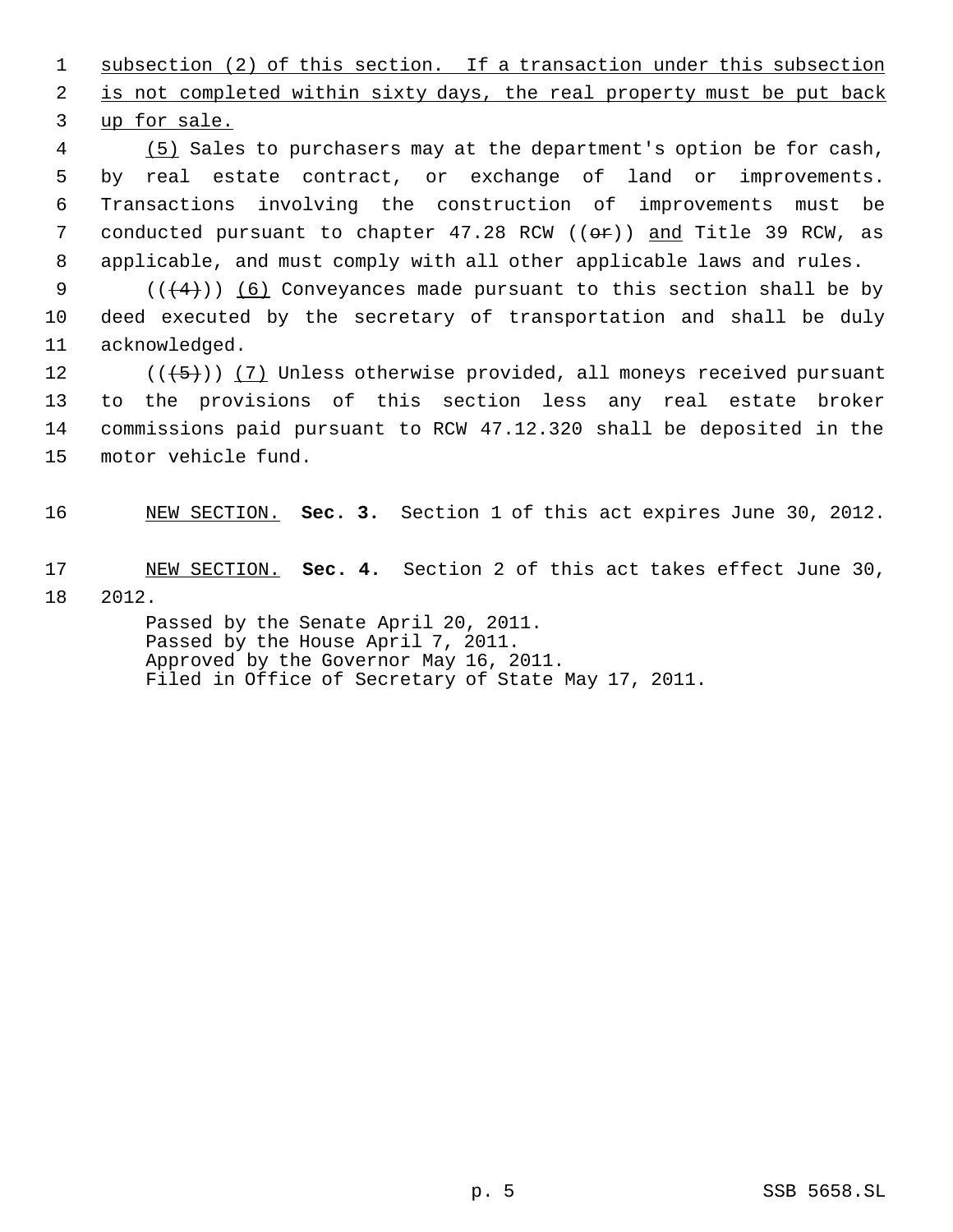subsection (2) of this section. If a transaction under this subsection is not completed within sixty days, the real property must be put back up for sale.

(5) Sales to purchasers may at the department's option be for cash, by real estate contract, or exchange of land or improvements. Transactions involving the construction of improvements must be conducted pursuant to chapter 47.28 RCW ((or)) and Title 39 RCW, as applicable, and must comply with all other applicable laws and rules.

(((4))) (6) Conveyances made pursuant to this section shall be by deed executed by the secretary of transportation and shall be duly acknowledged.

(((5))) (7) Unless otherwise provided, all moneys received pursuant to the provisions of this section less any real estate broker commissions paid pursuant to RCW 47.12.320 shall be deposited in the motor vehicle fund.

NEW SECTION. **Sec. 3.** Section 1 of this act expires June 30, 2012.

NEW SECTION. **Sec. 4.** Section 2 of this act takes effect June 30, 2012.

Passed by the Senate April 20, 2011.
Passed by the House April 7, 2011.
Approved by the Governor May 16, 2011.
Filed in Office of Secretary of State May 17, 2011.